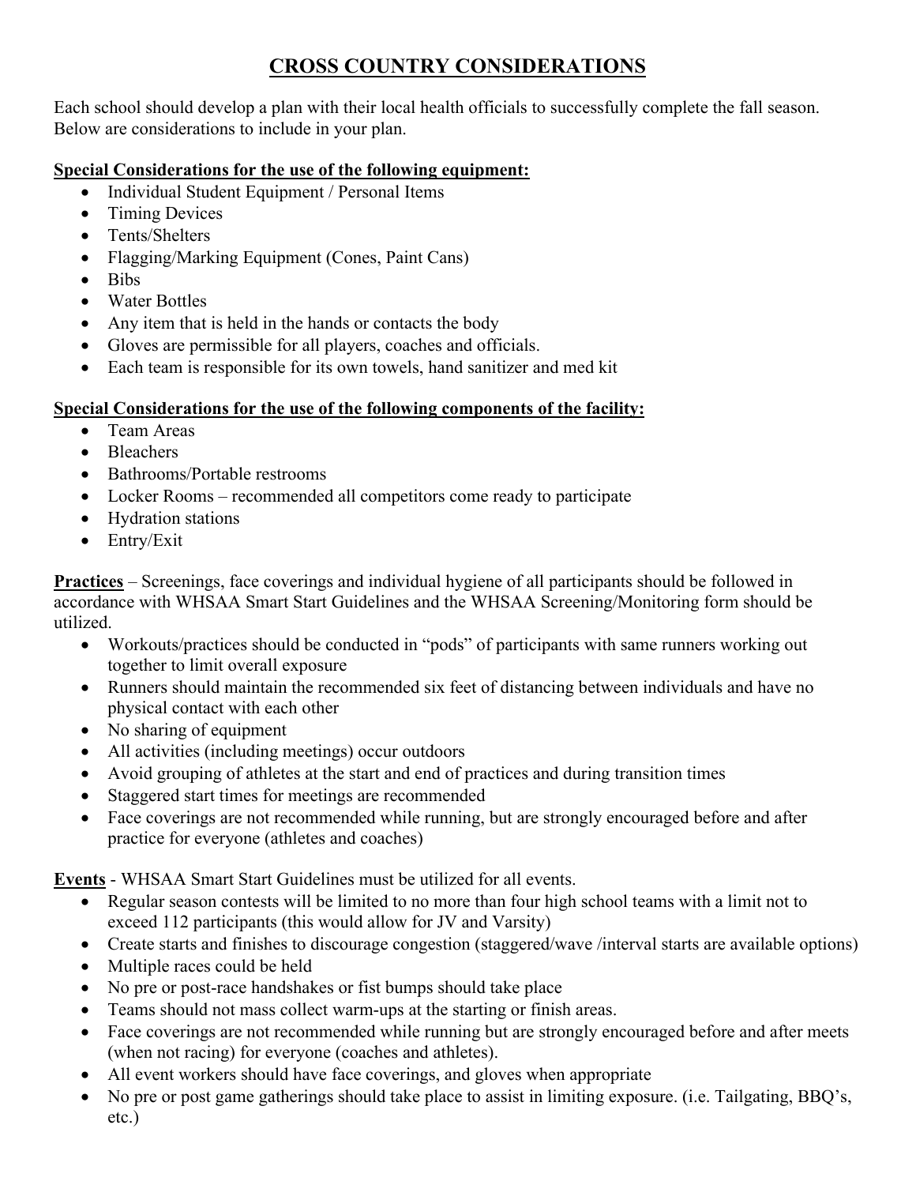# CROSS COUNTRY CONSIDERATIONS

Each school should develop a plan with their local health officials to successfully complete the fall season. Below are considerations to include in your plan.

**Special Considerations for the use of the following equipment:**

- Individual Student Equipment / Personal Items
- Timing Devices
- Tents/Shelters
- Flagging/Marking Equipment (Cones, Paint Cans)
- Bibs
- Water Bottles
- Any item that is held in the hands or contacts the body
- Gloves are permissible for all players, coaches and officials.
- Each team is responsible for its own towels, hand sanitizer and med kit

**Special Considerations for the use of the following components of the facility:**

- Team Areas
- Bleachers
- Bathrooms/Portable restrooms
- Locker Rooms – recommended all competitors come ready to participate
- Hydration stations
- Entry/Exit

**Practices** – Screenings, face coverings and individual hygiene of all participants should be followed in accordance with WHSAA Smart Start Guidelines and the WHSAA Screening/Monitoring form should be utilized.

- Workouts/practices should be conducted in "pods" of participants with same runners working out together to limit overall exposure
- Runners should maintain the recommended six feet of distancing between individuals and have no physical contact with each other
- No sharing of equipment
- All activities (including meetings) occur outdoors
- Avoid grouping of athletes at the start and end of practices and during transition times
- Staggered start times for meetings are recommended
- Face coverings are not recommended while running, but are strongly encouraged before and after practice for everyone (athletes and coaches)

**Events** - WHSAA Smart Start Guidelines must be utilized for all events.

- Regular season contests will be limited to no more than four high school teams with a limit not to exceed 112 participants (this would allow for JV and Varsity)
- Create starts and finishes to discourage congestion (staggered/wave /interval starts are available options)
- Multiple races could be held
- No pre or post-race handshakes or fist bumps should take place
- Teams should not mass collect warm-ups at the starting or finish areas.
- Face coverings are not recommended while running but are strongly encouraged before and after meets (when not racing) for everyone (coaches and athletes).
- All event workers should have face coverings, and gloves when appropriate
- No pre or post game gatherings should take place to assist in limiting exposure. (i.e. Tailgating, BBQ's, etc.)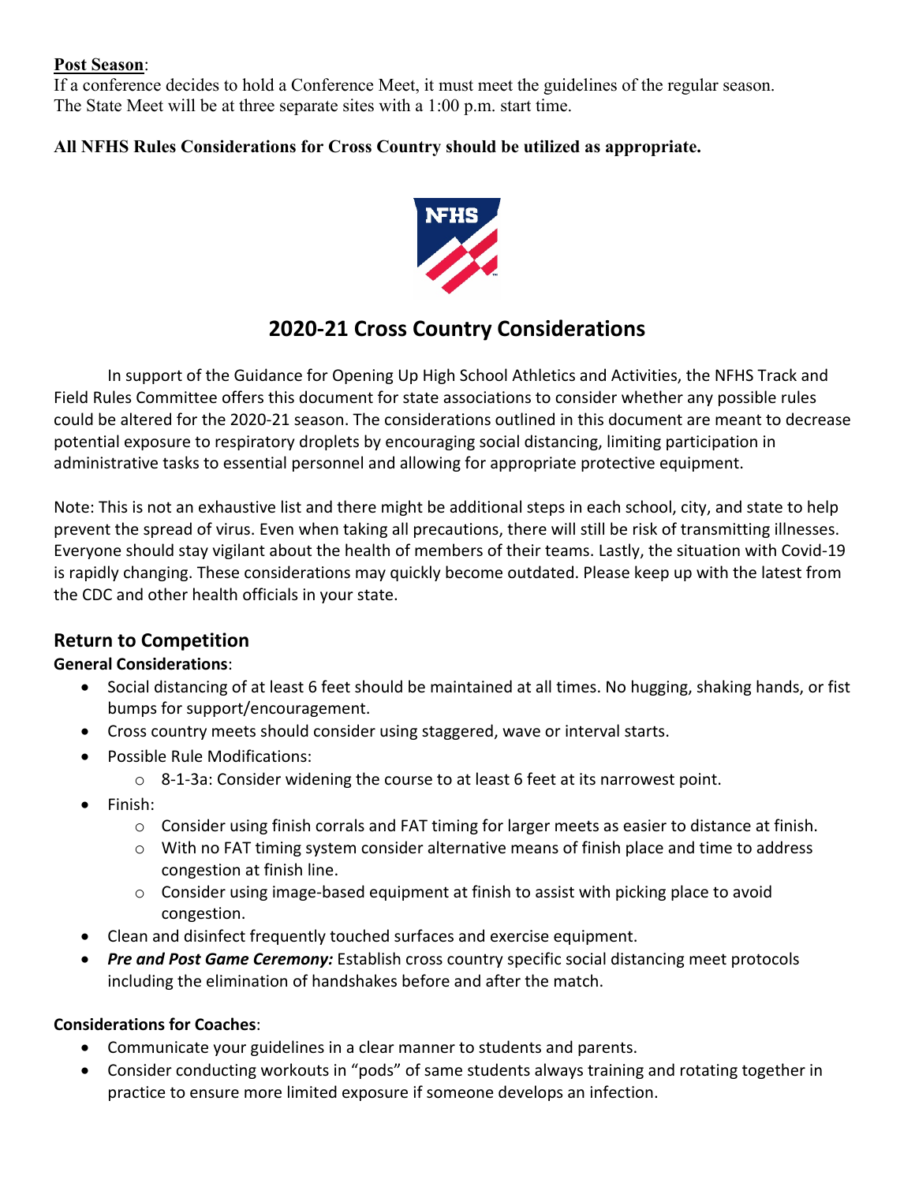**Post Season**:
If a conference decides to hold a Conference Meet, it must meet the guidelines of the regular season.
The State Meet will be at three separate sites with a 1:00 p.m. start time.

**All NFHS Rules Considerations for Cross Country should be utilized as appropriate.**

# 2020-21 Cross Country Considerations

In support of the Guidance for Opening Up High School Athletics and Activities, the NFHS Track and Field Rules Committee offers this document for state associations to consider whether any possible rules could be altered for the 2020-21 season. The considerations outlined in this document are meant to decrease potential exposure to respiratory droplets by encouraging social distancing, limiting participation in administrative tasks to essential personnel and allowing for appropriate protective equipment.

Note: This is not an exhaustive list and there might be additional steps in each school, city, and state to help prevent the spread of virus. Even when taking all precautions, there will still be risk of transmitting illnesses. Everyone should stay vigilant about the health of members of their teams. Lastly, the situation with Covid-19 is rapidly changing. These considerations may quickly become outdated. Please keep up with the latest from the CDC and other health officials in your state.

## Return to Competition

**General Considerations**:

- Social distancing of at least 6 feet should be maintained at all times. No hugging, shaking hands, or fist bumps for support/encouragement.
- Cross country meets should consider using staggered, wave or interval starts.
- Possible Rule Modifications:
  - 8-1-3a: Consider widening the course to at least 6 feet at its narrowest point.
- Finish:
  - Consider using finish corrals and FAT timing for larger meets as easier to distance at finish.
  - With no FAT timing system consider alternative means of finish place and time to address congestion at finish line.
  - Consider using image-based equipment at finish to assist with picking place to avoid congestion.
- Clean and disinfect frequently touched surfaces and exercise equipment.
- ***Pre and Post Game Ceremony:*** Establish cross country specific social distancing meet protocols including the elimination of handshakes before and after the match.

**Considerations for Coaches**:

- Communicate your guidelines in a clear manner to students and parents.
- Consider conducting workouts in "pods" of same students always training and rotating together in practice to ensure more limited exposure if someone develops an infection.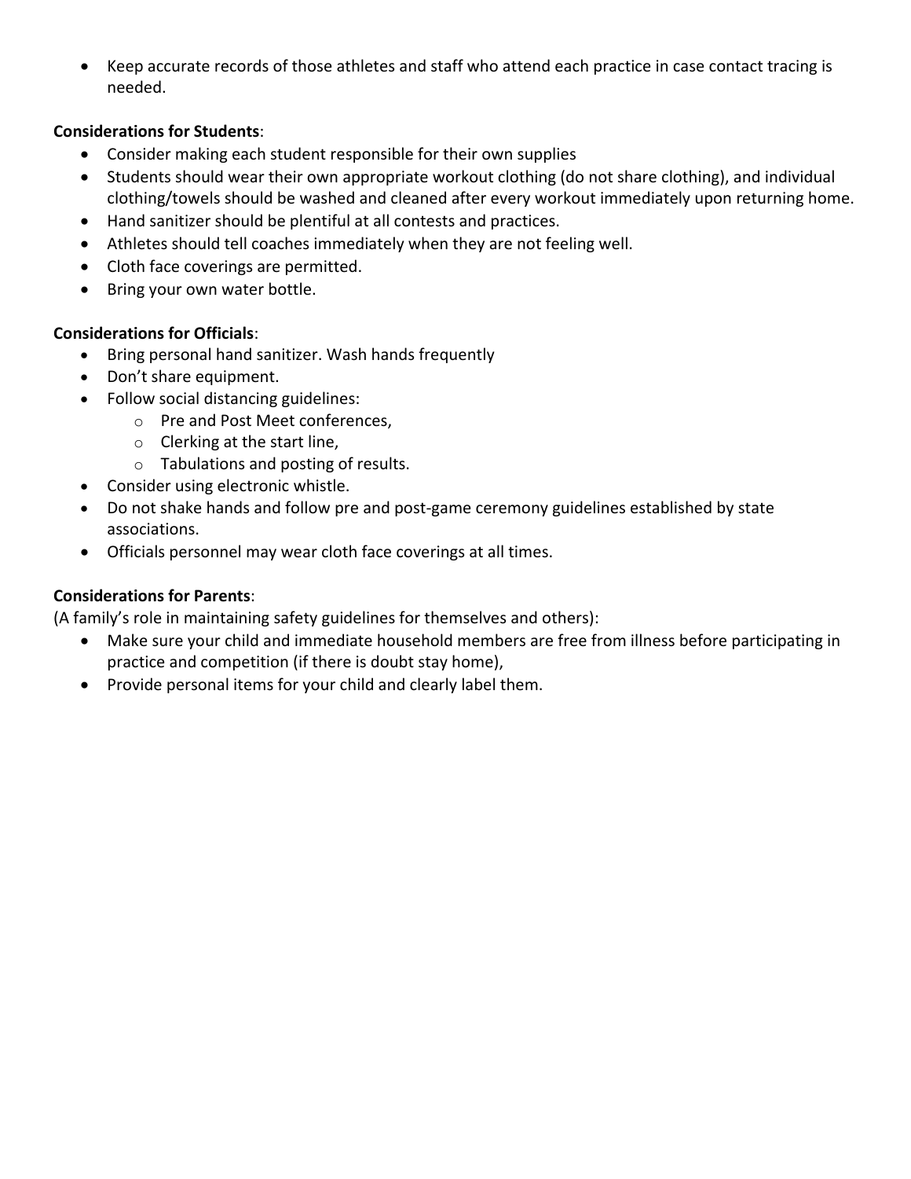- Keep accurate records of those athletes and staff who attend each practice in case contact tracing is needed.

**Considerations for Students**:

- Consider making each student responsible for their own supplies
- Students should wear their own appropriate workout clothing (do not share clothing), and individual clothing/towels should be washed and cleaned after every workout immediately upon returning home.
- Hand sanitizer should be plentiful at all contests and practices.
- Athletes should tell coaches immediately when they are not feeling well.
- Cloth face coverings are permitted.
- Bring your own water bottle.

**Considerations for Officials**:

- Bring personal hand sanitizer. Wash hands frequently
- Don't share equipment.
- Follow social distancing guidelines:
  - Pre and Post Meet conferences,
  - Clerking at the start line,
  - Tabulations and posting of results.
- Consider using electronic whistle.
- Do not shake hands and follow pre and post-game ceremony guidelines established by state associations.
- Officials personnel may wear cloth face coverings at all times.

**Considerations for Parents**:

(A family's role in maintaining safety guidelines for themselves and others):

- Make sure your child and immediate household members are free from illness before participating in practice and competition (if there is doubt stay home),
- Provide personal items for your child and clearly label them.